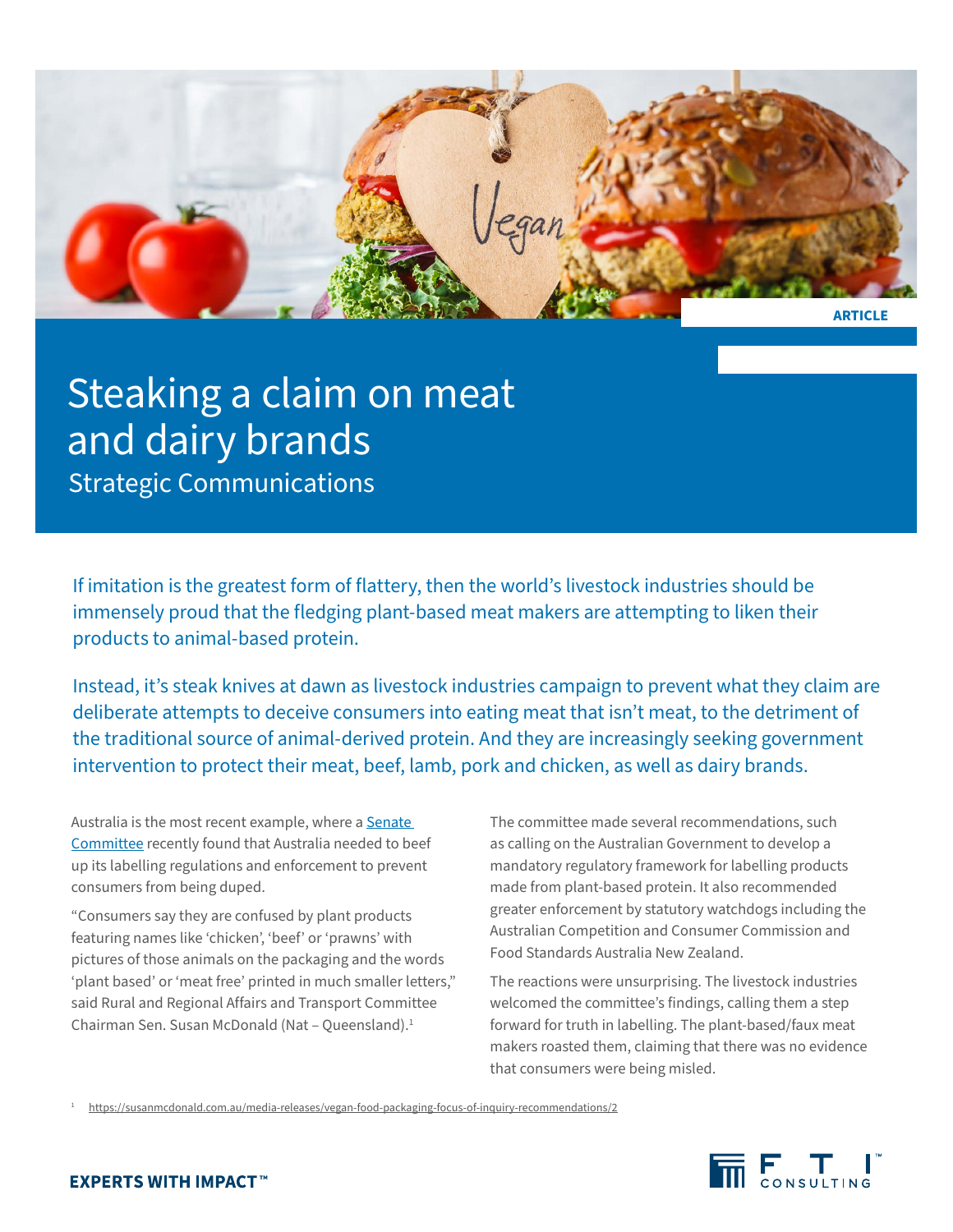ARTICLE

# Steaking a claim on meat and dairy brands

## Strategic Communications

If imitation is the greatest form of flattery, then the world's livestock industries should be immensely proud that the fledging plant-based meat makers are attempting to liken their products to animal-based protein.

Instead, it's steak knives at dawn as livestock industries campaign to prevent what they claim are deliberate attempts to deceive consumers into eating meat that isn't meat, to the detriment of the traditional source of animal-derived protein. And they are increasingly seeking government intervention to protect their meat, beef, lamb, pork and chicken, as well as dairy brands.

Australia is the most recent example, where a Senate Committee recently found that Australia needed to beef up its labelling regulations and enforcement to prevent consumers from being duped.

"Consumers say they are confused by plant products featuring names like 'chicken', 'beef' or 'prawns' with pictures of those animals on the packaging and the words 'plant based' or 'meat free' printed in much smaller letters," said Rural and Regional Affairs and Transport Committee Chairman Sen. Susan McDonald (Nat – Queensland).[1]

The committee made several recommendations, such as calling on the Australian Government to develop a mandatory regulatory framework for labelling products made from plant-based protein. It also recommended greater enforcement by statutory watchdogs including the Australian Competition and Consumer Commission and Food Standards Australia New Zealand.

The reactions were unsurprising. The livestock industries welcomed the committee's findings, calling them a step forward for truth in labelling. The plant-based/faux meat makers roasted them, claiming that there was no evidence that consumers were being misled.

[1] https://susanmcdonald.com.au/media-releases/vegan-food-packaging-focus-of-inquiry-recommendations/2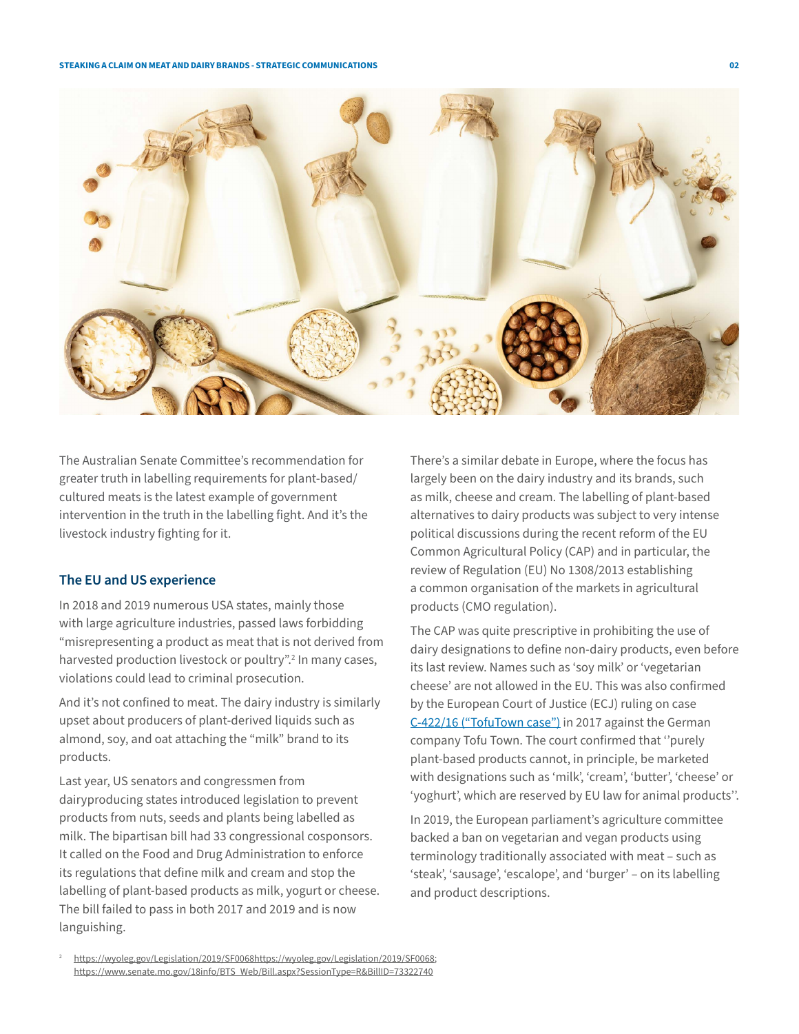The Australian Senate Committee's recommendation for greater truth in labelling requirements for plant-based/cultured meats is the latest example of government intervention in the truth in the labelling fight. And it's the livestock industry fighting for it.

## The EU and US experience

In 2018 and 2019 numerous USA states, mainly those with large agriculture industries, passed laws forbidding "misrepresenting a product as meat that is not derived from harvested production livestock or poultry".[2] In many cases, violations could lead to criminal prosecution.

And it's not confined to meat. The dairy industry is similarly upset about producers of plant-derived liquids such as almond, soy, and oat attaching the "milk" brand to its products.

Last year, US senators and congressmen from dairyproducing states introduced legislation to prevent products from nuts, seeds and plants being labelled as milk. The bipartisan bill had 33 congressional cosponsors. It called on the Food and Drug Administration to enforce its regulations that define milk and cream and stop the labelling of plant-based products as milk, yogurt or cheese. The bill failed to pass in both 2017 and 2019 and is now languishing.

There's a similar debate in Europe, where the focus has largely been on the dairy industry and its brands, such as milk, cheese and cream. The labelling of plant-based alternatives to dairy products was subject to very intense political discussions during the recent reform of the EU Common Agricultural Policy (CAP) and in particular, the review of Regulation (EU) No 1308/2013 establishing a common organisation of the markets in agricultural products (CMO regulation).

The CAP was quite prescriptive in prohibiting the use of dairy designations to define non-dairy products, even before its last review. Names such as 'soy milk' or 'vegetarian cheese' are not allowed in the EU. This was also confirmed by the European Court of Justice (ECJ) ruling on case C-422/16 ("TofuTown case") in 2017 against the German company Tofu Town. The court confirmed that ''purely plant-based products cannot, in principle, be marketed with designations such as 'milk', 'cream', 'butter', 'cheese' or 'yoghurt', which are reserved by EU law for animal products''.

In 2019, the European parliament's agriculture committee backed a ban on vegetarian and vegan products using terminology traditionally associated with meat – such as 'steak', 'sausage', 'escalope', and 'burger' – on its labelling and product descriptions.

[2] https://wyoleg.gov/Legislation/2019/SF0068https://wyoleg.gov/Legislation/2019/SF0068; https://www.senate.mo.gov/18info/BTS_Web/Bill.aspx?SessionType=R&BillID=73322740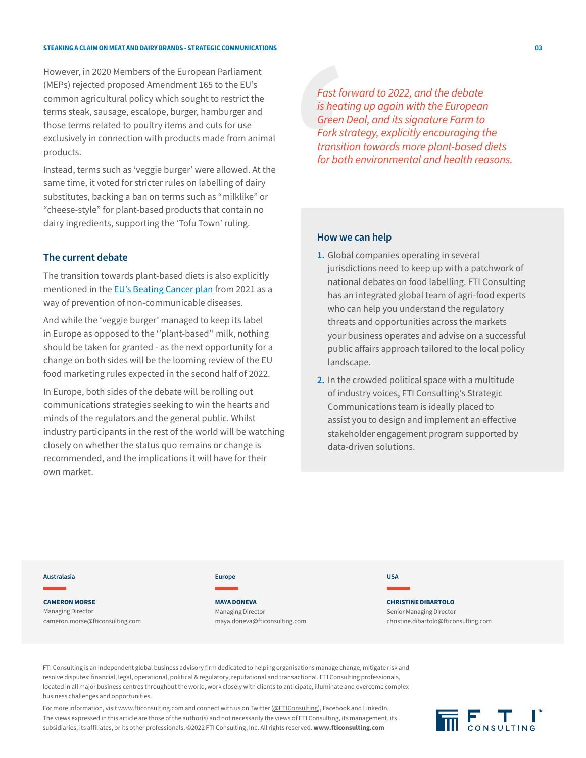However, in 2020 Members of the European Parliament (MEPs) rejected proposed Amendment 165 to the EU's common agricultural policy which sought to restrict the terms steak, sausage, escalope, burger, hamburger and those terms related to poultry items and cuts for use exclusively in connection with products made from animal products.

Instead, terms such as 'veggie burger' were allowed. At the same time, it voted for stricter rules on labelling of dairy substitutes, backing a ban on terms such as "milklike" or "cheese-style" for plant-based products that contain no dairy ingredients, supporting the 'Tofu Town' ruling.

## The current debate

The transition towards plant-based diets is also explicitly mentioned in the [EU's Beating Cancer plan](EU's Beating Cancer plan) from 2021 as a way of prevention of non-communicable diseases.

And while the 'veggie burger' managed to keep its label in Europe as opposed to the ''plant-based'' milk, nothing should be taken for granted - as the next opportunity for a change on both sides will be the looming review of the EU food marketing rules expected in the second half of 2022.

In Europe, both sides of the debate will be rolling out communications strategies seeking to win the hearts and minds of the regulators and the general public. Whilst industry participants in the rest of the world will be watching closely on whether the status quo remains or change is recommended, and the implications it will have for their own market.

> *Fast forward to 2022, and the debate is heating up again with the European Green Deal, and its signature Farm to Fork strategy, explicitly encouraging the transition towards more plant-based diets for both environmental and health reasons.*

## How we can help

1. Global companies operating in several jurisdictions need to keep up with a patchwork of national debates on food labelling. FTI Consulting has an integrated global team of agri-food experts who can help you understand the regulatory threats and opportunities across the markets your business operates and advise on a successful public affairs approach tailored to the local policy landscape.
2. In the crowded political space with a multitude of industry voices, FTI Consulting's Strategic Communications team is ideally placed to assist you to design and implement an effective stakeholder engagement program supported by data-driven solutions.

**Australasia**

**CAMERON MORSE**
Managing Director
cameron.morse@fticonsulting.com

**Europe**

**MAYA DONEVA**
Managing Director
maya.doneva@fticonsulting.com

**USA**

**CHRISTINE DIBARTOLO**
Senior Managing Director
christine.dibartolo@fticonsulting.com

FTI Consulting is an independent global business advisory firm dedicated to helping organisations manage change, mitigate risk and resolve disputes: financial, legal, operational, political & regulatory, reputational and transactional. FTI Consulting professionals, located in all major business centres throughout the world, work closely with clients to anticipate, illuminate and overcome complex business challenges and opportunities.

For more information, visit www.fticonsulting.com and connect with us on Twitter (@FTIConsulting), Facebook and LinkedIn. The views expressed in this article are those of the author(s) and not necessarily the views of FTI Consulting, its management, its subsidiaries, its affiliates, or its other professionals. ©2022 FTI Consulting, Inc. All rights reserved. **www.fticonsulting.com**